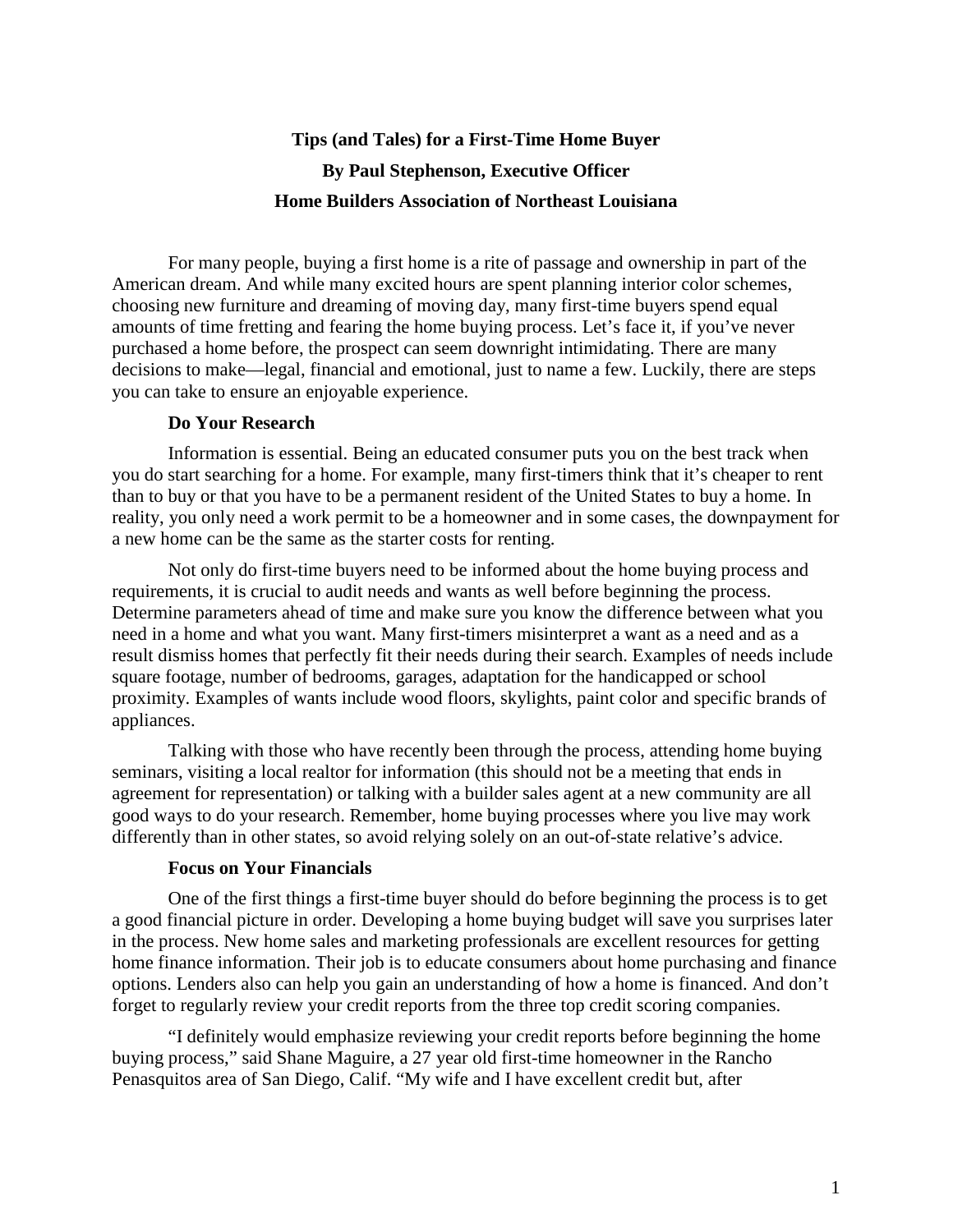**Tips (and Tales) for a First-Time Home Buyer**

**By Paul Stephenson, Executive Officer**

**Home Builders Association of Northeast Louisiana**

For many people, buying a first home is a rite of passage and ownership in part of the American dream. And while many excited hours are spent planning interior color schemes, choosing new furniture and dreaming of moving day, many first-time buyers spend equal amounts of time fretting and fearing the home buying process. Let's face it, if you've never purchased a home before, the prospect can seem downright intimidating. There are many decisions to make—legal, financial and emotional, just to name a few. Luckily, there are steps you can take to ensure an enjoyable experience.

**Do Your Research**

Information is essential. Being an educated consumer puts you on the best track when you do start searching for a home. For example, many first-timers think that it's cheaper to rent than to buy or that you have to be a permanent resident of the United States to buy a home. In reality, you only need a work permit to be a homeowner and in some cases, the downpayment for a new home can be the same as the starter costs for renting.

Not only do first-time buyers need to be informed about the home buying process and requirements, it is crucial to audit needs and wants as well before beginning the process. Determine parameters ahead of time and make sure you know the difference between what you need in a home and what you want. Many first-timers misinterpret a want as a need and as a result dismiss homes that perfectly fit their needs during their search. Examples of needs include square footage, number of bedrooms, garages, adaptation for the handicapped or school proximity. Examples of wants include wood floors, skylights, paint color and specific brands of appliances.

Talking with those who have recently been through the process, attending home buying seminars, visiting a local realtor for information (this should not be a meeting that ends in agreement for representation) or talking with a builder sales agent at a new community are all good ways to do your research. Remember, home buying processes where you live may work differently than in other states, so avoid relying solely on an out-of-state relative's advice.

**Focus on Your Financials**

One of the first things a first-time buyer should do before beginning the process is to get a good financial picture in order. Developing a home buying budget will save you surprises later in the process. New home sales and marketing professionals are excellent resources for getting home finance information. Their job is to educate consumers about home purchasing and finance options. Lenders also can help you gain an understanding of how a home is financed. And don't forget to regularly review your credit reports from the three top credit scoring companies.

"I definitely would emphasize reviewing your credit reports before beginning the home buying process," said Shane Maguire, a 27 year old first-time homeowner in the Rancho Penasquitos area of San Diego, Calif. "My wife and I have excellent credit but, after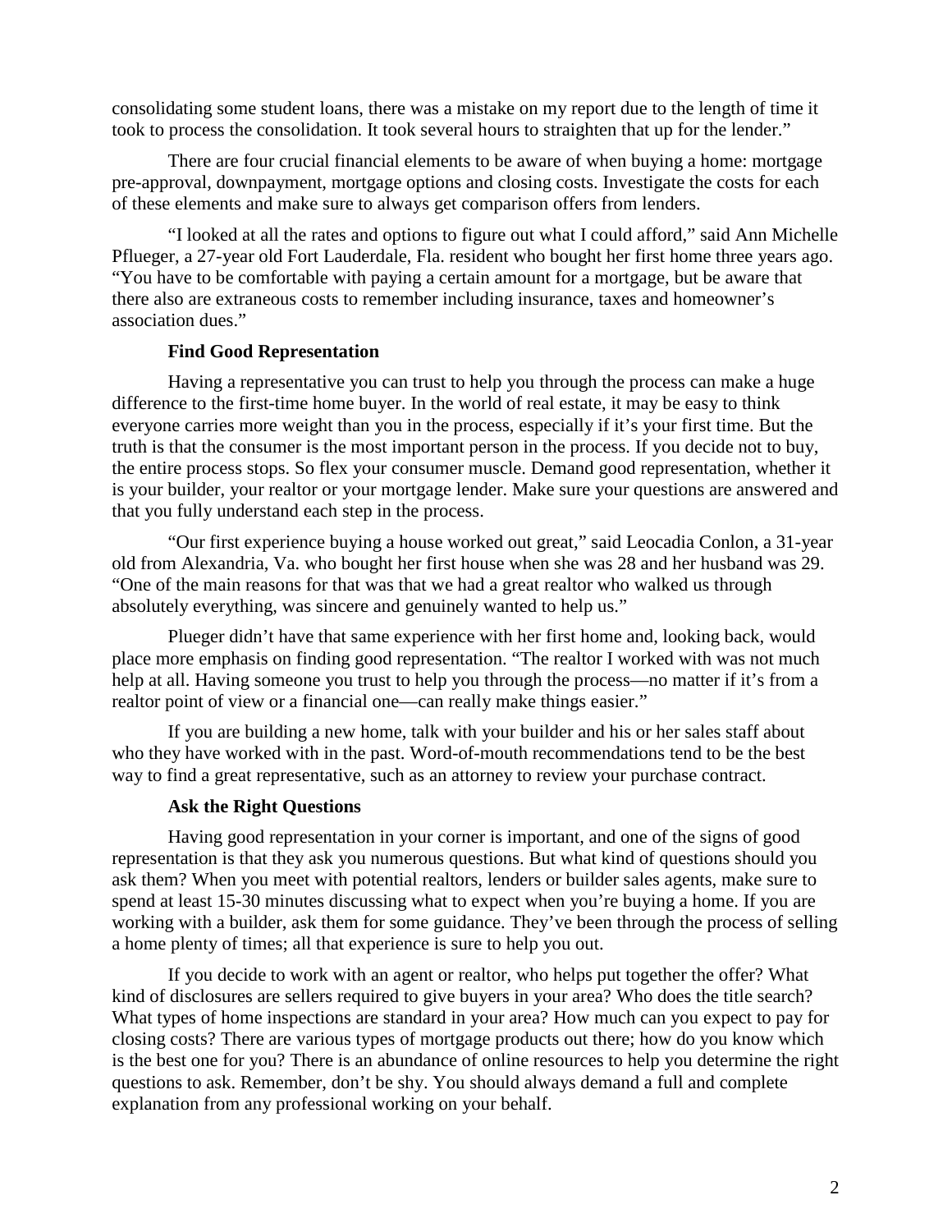consolidating some student loans, there was a mistake on my report due to the length of time it took to process the consolidation. It took several hours to straighten that up for the lender."

There are four crucial financial elements to be aware of when buying a home: mortgage pre-approval, downpayment, mortgage options and closing costs. Investigate the costs for each of these elements and make sure to always get comparison offers from lenders.

"I looked at all the rates and options to figure out what I could afford," said Ann Michelle Pflueger, a 27-year old Fort Lauderdale, Fla. resident who bought her first home three years ago. "You have to be comfortable with paying a certain amount for a mortgage, but be aware that there also are extraneous costs to remember including insurance, taxes and homeowner's association dues."

**Find Good Representation**

Having a representative you can trust to help you through the process can make a huge difference to the first-time home buyer. In the world of real estate, it may be easy to think everyone carries more weight than you in the process, especially if it's your first time. But the truth is that the consumer is the most important person in the process. If you decide not to buy, the entire process stops. So flex your consumer muscle. Demand good representation, whether it is your builder, your realtor or your mortgage lender. Make sure your questions are answered and that you fully understand each step in the process.

"Our first experience buying a house worked out great," said Leocadia Conlon, a 31-year old from Alexandria, Va. who bought her first house when she was 28 and her husband was 29. "One of the main reasons for that was that we had a great realtor who walked us through absolutely everything, was sincere and genuinely wanted to help us."

Plueger didn't have that same experience with her first home and, looking back, would place more emphasis on finding good representation. "The realtor I worked with was not much help at all. Having someone you trust to help you through the process—no matter if it's from a realtor point of view or a financial one—can really make things easier."

If you are building a new home, talk with your builder and his or her sales staff about who they have worked with in the past. Word-of-mouth recommendations tend to be the best way to find a great representative, such as an attorney to review your purchase contract.

**Ask the Right Questions**

Having good representation in your corner is important, and one of the signs of good representation is that they ask you numerous questions. But what kind of questions should you ask them? When you meet with potential realtors, lenders or builder sales agents, make sure to spend at least 15-30 minutes discussing what to expect when you're buying a home. If you are working with a builder, ask them for some guidance. They've been through the process of selling a home plenty of times; all that experience is sure to help you out.

If you decide to work with an agent or realtor, who helps put together the offer? What kind of disclosures are sellers required to give buyers in your area? Who does the title search? What types of home inspections are standard in your area? How much can you expect to pay for closing costs? There are various types of mortgage products out there; how do you know which is the best one for you? There is an abundance of online resources to help you determine the right questions to ask. Remember, don't be shy. You should always demand a full and complete explanation from any professional working on your behalf.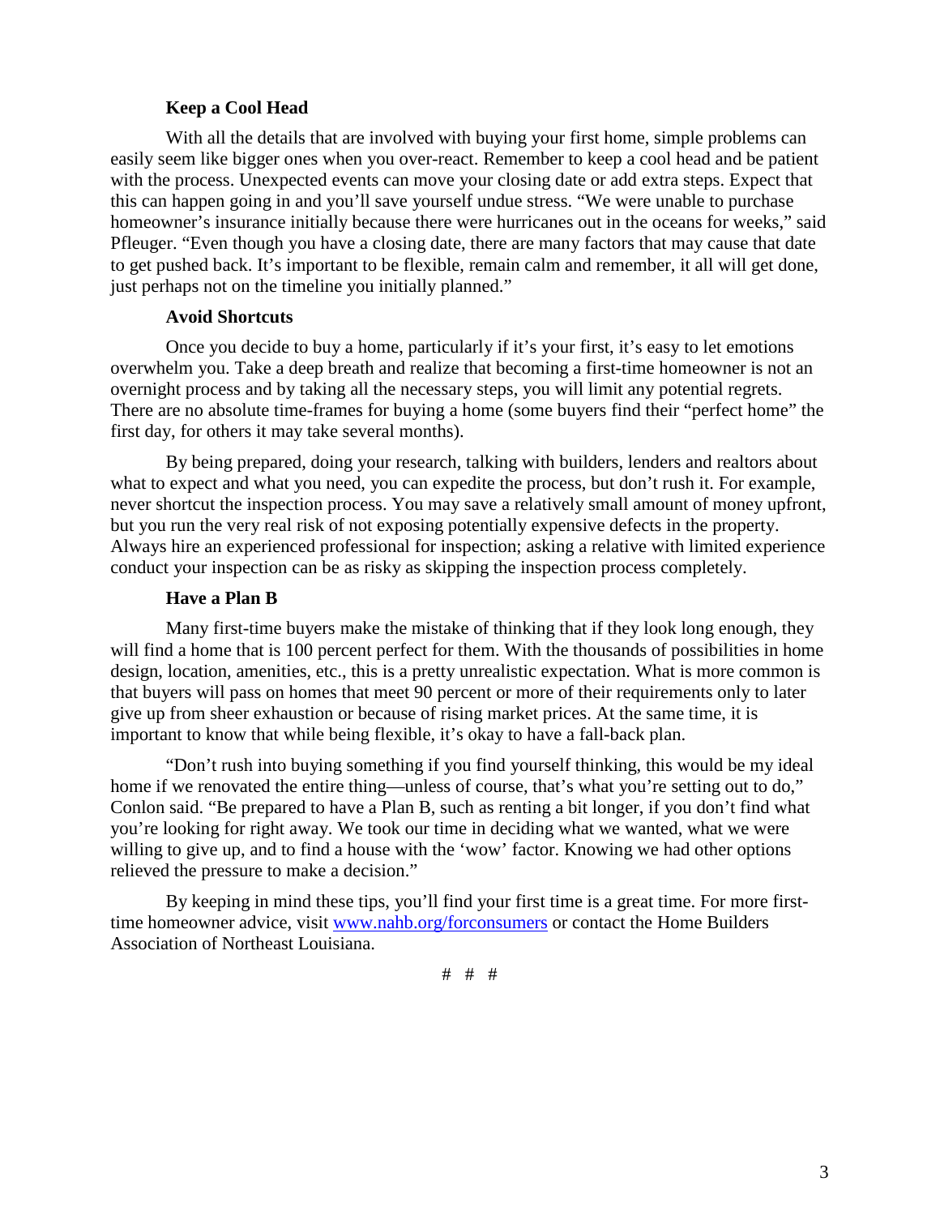**Keep a Cool Head**

With all the details that are involved with buying your first home, simple problems can easily seem like bigger ones when you over-react. Remember to keep a cool head and be patient with the process. Unexpected events can move your closing date or add extra steps. Expect that this can happen going in and you'll save yourself undue stress. "We were unable to purchase homeowner's insurance initially because there were hurricanes out in the oceans for weeks," said Pfleuger. "Even though you have a closing date, there are many factors that may cause that date to get pushed back. It's important to be flexible, remain calm and remember, it all will get done, just perhaps not on the timeline you initially planned."

**Avoid Shortcuts**

Once you decide to buy a home, particularly if it's your first, it's easy to let emotions overwhelm you. Take a deep breath and realize that becoming a first-time homeowner is not an overnight process and by taking all the necessary steps, you will limit any potential regrets. There are no absolute time-frames for buying a home (some buyers find their "perfect home" the first day, for others it may take several months).

By being prepared, doing your research, talking with builders, lenders and realtors about what to expect and what you need, you can expedite the process, but don't rush it. For example, never shortcut the inspection process. You may save a relatively small amount of money upfront, but you run the very real risk of not exposing potentially expensive defects in the property. Always hire an experienced professional for inspection; asking a relative with limited experience conduct your inspection can be as risky as skipping the inspection process completely.

**Have a Plan B**

Many first-time buyers make the mistake of thinking that if they look long enough, they will find a home that is 100 percent perfect for them. With the thousands of possibilities in home design, location, amenities, etc., this is a pretty unrealistic expectation. What is more common is that buyers will pass on homes that meet 90 percent or more of their requirements only to later give up from sheer exhaustion or because of rising market prices. At the same time, it is important to know that while being flexible, it's okay to have a fall-back plan.

"Don't rush into buying something if you find yourself thinking, this would be my ideal home if we renovated the entire thing—unless of course, that's what you're setting out to do," Conlon said. "Be prepared to have a Plan B, such as renting a bit longer, if you don't find what you're looking for right away. We took our time in deciding what we wanted, what we were willing to give up, and to find a house with the 'wow' factor. Knowing we had other options relieved the pressure to make a decision."

By keeping in mind these tips, you'll find your first time is a great time. For more first-time homeowner advice, visit [www.nahb.org/forconsumers](http://www.nahb.org/forconsumers) or contact the Home Builders Association of Northeast Louisiana.

# # #